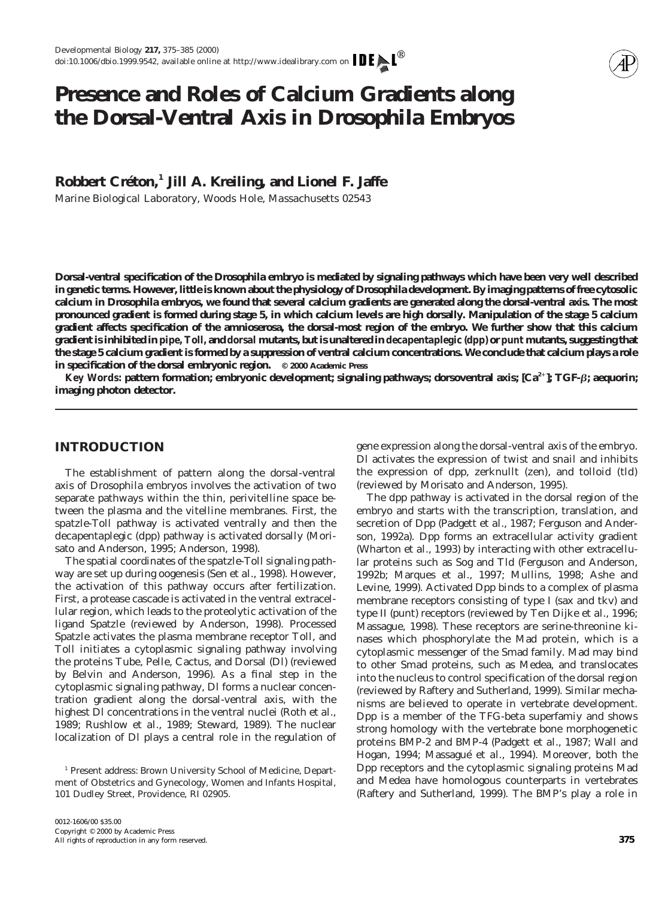# Presence and Roles of Calcium Gradients along the Dorsal-Ventral Axis in Drosophila Embryos

**Robbert Créton,[1] Jill A. Kreiling, and Lionel F. Jaffe**

*Marine Biological Laboratory, Woods Hole, Massachusetts 02543*

**Dorsal-ventral specification of the Drosophila embryo is mediated by signaling pathways which have been very well described in genetic terms. However, little is known about the physiology of Drosophila development. By imaging patterns of free cytosolic calcium in Drosophila embryos, we found that several calcium gradients are generated along the dorsal-ventral axis. The most pronounced gradient is formed during stage 5, in which calcium levels are high dorsally. Manipulation of the stage 5 calcium gradient affects specification of the amnioserosa, the dorsal-most region of the embryo. We further show that this calcium gradient is inhibited in *pipe*, *Toll*, and *dorsal* mutants, but is unaltered in *decapentaplegic* (*dpp*) or *punt* mutants, suggesting that the stage 5 calcium gradient is formed by a suppression of ventral calcium concentrations. We conclude that calcium plays a role in specification of the dorsal embryonic region.** © 2000 Academic Press

*Key Words:* **pattern formation; embryonic development; signaling pathways; dorsoventral axis; [Ca$^{2+}$]; TGF-β; aequorin; imaging photon detector.**

## INTRODUCTION

The establishment of pattern along the dorsal-ventral axis of Drosophila embryos involves the activation of two separate pathways within the thin, perivitelline space between the plasma and the vitelline membranes. First, the spatzle-Toll pathway is activated ventrally and then the decapentaplegic (dpp) pathway is activated dorsally (Morisato and Anderson, 1995; Anderson, 1998).

The spatial coordinates of the spatzle-Toll signaling pathway are set up during oogenesis (Sen et al., 1998). However, the activation of this pathway occurs after fertilization. First, a protease cascade is activated in the ventral extracellular region, which leads to the proteolytic activation of the ligand Spatzle (reviewed by Anderson, 1998). Processed Spatzle activates the plasma membrane receptor Toll, and Toll initiates a cytoplasmic signaling pathway involving the proteins Tube, Pelle, Cactus, and Dorsal (Dl) (reviewed by Belvin and Anderson, 1996). As a final step in the cytoplasmic signaling pathway, Dl forms a nuclear concentration gradient along the dorsal-ventral axis, with the highest Dl concentrations in the ventral nuclei (Roth et al., 1989; Rushlow et al., 1989; Steward, 1989). The nuclear localization of Dl plays a central role in the regulation of gene expression along the dorsal-ventral axis of the embryo. Dl activates the expression of twist and snail and inhibits the expression of dpp, zerknullt (zen), and tolloid (tld) (reviewed by Morisato and Anderson, 1995).

The dpp pathway is activated in the dorsal region of the embryo and starts with the transcription, translation, and secretion of Dpp (Padgett et al., 1987; Ferguson and Anderson, 1992a). Dpp forms an extracellular activity gradient (Wharton et al., 1993) by interacting with other extracellular proteins such as Sog and Tld (Ferguson and Anderson, 1992b; Marques et al., 1997; Mullins, 1998; Ashe and Levine, 1999). Activated Dpp binds to a complex of plasma membrane receptors consisting of type I (sax and tkv) and type II (punt) receptors (reviewed by Ten Dijke et al., 1996; Massague, 1998). These receptors are serine-threonine kinases which phosphorylate the Mad protein, which is a cytoplasmic messenger of the Smad family. Mad may bind to other Smad proteins, such as Medea, and translocates into the nucleus to control specification of the dorsal region (reviewed by Raftery and Sutherland, 1999). Similar mechanisms are believed to operate in vertebrate development. Dpp is a member of the TFG-beta superfamiy and shows strong homology with the vertebrate bone morphogenetic proteins BMP-2 and BMP-4 (Padgett et al., 1987; Wall and Hogan, 1994; Massagué et al., 1994). Moreover, both the Dpp receptors and the cytoplasmic signaling proteins Mad and Medea have homologous counterparts in vertebrates (Raftery and Sutherland, 1999). The BMP's play a role in

[1] Present address: Brown University School of Medicine, Department of Obstetrics and Gynecology, Women and Infants Hospital, 101 Dudley Street, Providence, RI 02905.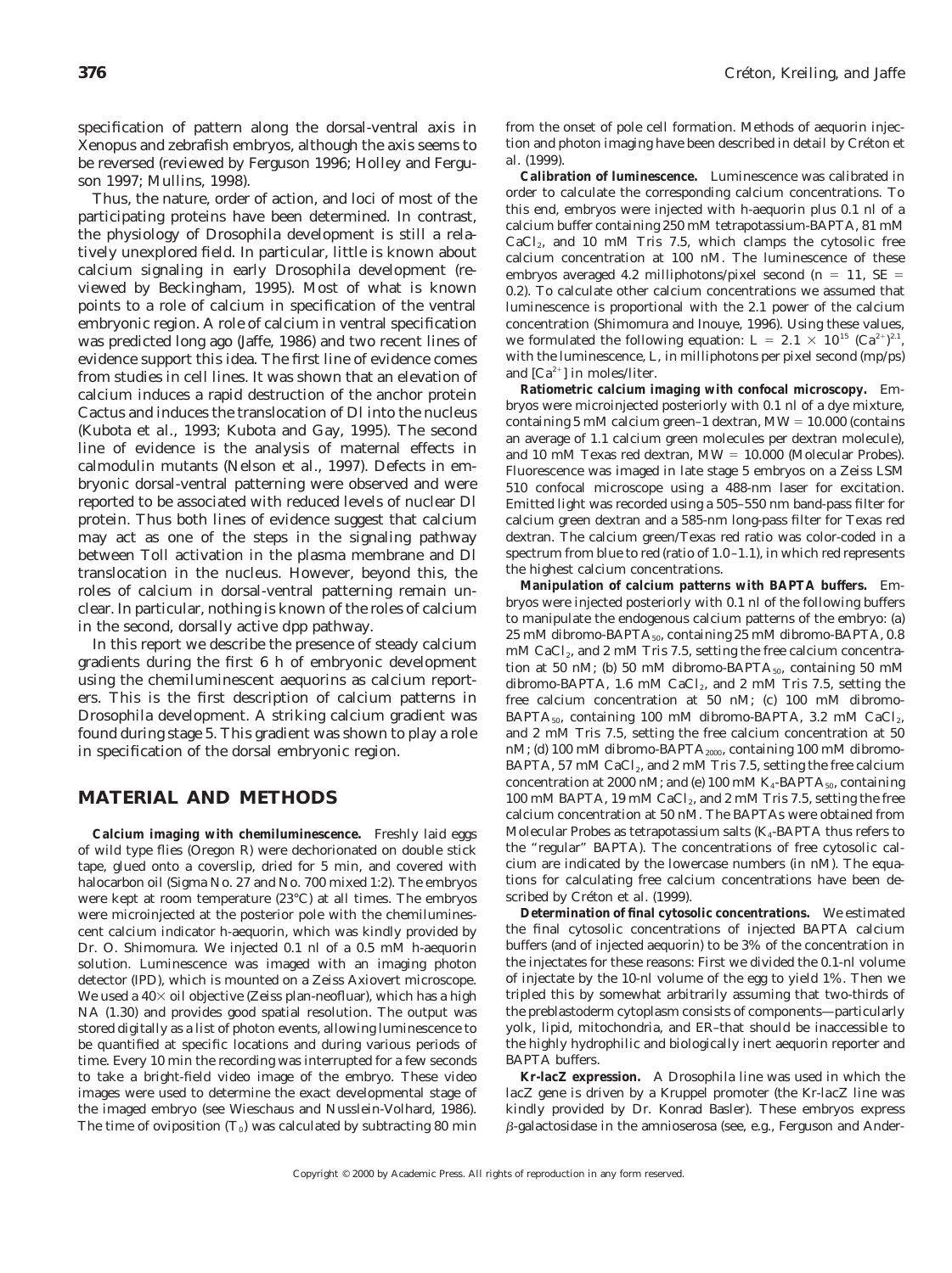specification of pattern along the dorsal-ventral axis in Xenopus and zebrafish embryos, although the axis seems to be reversed (reviewed by Ferguson 1996; Holley and Ferguson 1997; Mullins, 1998).

Thus, the nature, order of action, and loci of most of the participating proteins have been determined. In contrast, the physiology of Drosophila development is still a relatively unexplored field. In particular, little is known about calcium signaling in early Drosophila development (reviewed by Beckingham, 1995). Most of what is known points to a role of calcium in specification of the ventral embryonic region. A role of calcium in ventral specification was predicted long ago (Jaffe, 1986) and two recent lines of evidence support this idea. The first line of evidence comes from studies in cell lines. It was shown that an elevation of calcium induces a rapid destruction of the anchor protein Cactus and induces the translocation of Dl into the nucleus (Kubota *et al.*, 1993; Kubota and Gay, 1995). The second line of evidence is the analysis of maternal effects in calmodulin mutants (Nelson *et al.*, 1997). Defects in embryonic dorsal-ventral patterning were observed and were reported to be associated with reduced levels of nuclear Dl protein. Thus both lines of evidence suggest that calcium may act as one of the steps in the signaling pathway between Toll activation in the plasma membrane and Dl translocation in the nucleus. However, beyond this, the roles of calcium in dorsal-ventral patterning remain unclear. In particular, nothing is known of the roles of calcium in the second, dorsally active dpp pathway.

In this report we describe the presence of steady calcium gradients during the first 6 h of embryonic development using the chemiluminescent aequorins as calcium reporters. This is the first description of calcium patterns in Drosophila development. A striking calcium gradient was found during stage 5. This gradient was shown to play a role in specification of the dorsal embryonic region.

## MATERIAL AND METHODS

**Calcium imaging with chemiluminescence.** Freshly laid eggs of wild type flies (Oregon R) were dechorionated on double stick tape, glued onto a coverslip, dried for 5 min, and covered with halocarbon oil (Sigma No. 27 and No. 700 mixed 1:2). The embryos were kept at room temperature (23°C) at all times. The embryos were microinjected at the posterior pole with the chemiluminescent calcium indicator h-aequorin, which was kindly provided by Dr. O. Shimomura. We injected 0.1 nl of a 0.5 mM h-aequorin solution. Luminescence was imaged with an imaging photon detector (IPD), which is mounted on a Zeiss Axiovert microscope. We used a 40× oil objective (Zeiss plan-neofluar), which has a high NA (1.30) and provides good spatial resolution. The output was stored digitally as a list of photon events, allowing luminescence to be quantified at specific locations and during various periods of time. Every 10 min the recording was interrupted for a few seconds to take a bright-field video image of the embryo. These video images were used to determine the exact developmental stage of the imaged embryo (see Wieschaus and Nusslein-Volhard, 1986). The time of oviposition ($T_0$) was calculated by subtracting 80 min from the onset of pole cell formation. Methods of aequorin injection and photon imaging have been described in detail by Créton *et al.* (1999).

**Calibration of luminescence.** Luminescence was calibrated in order to calculate the corresponding calcium concentrations. To this end, embryos were injected with h-aequorin plus 0.1 nl of a calcium buffer containing 250 mM tetrapotassium-BAPTA, 81 mM $CaCl_2$, and 10 mM Tris 7.5, which clamps the cytosolic free calcium concentration at 100 nM. The luminescence of these embryos averaged 4.2 milliphotons/pixel second ($n = 11$, SE = 0.2). To calculate other calcium concentrations we assumed that luminescence is proportional with the 2.1 power of the calcium concentration (Shimomura and Inouye, 1996). Using these values, we formulated the following equation: $L = 2.1 \times 10^{15}\ (Ca^{2+})^{2.1}$, with the luminescence, L, in milliphotons per pixel second (mp/ps) and $[Ca^{2+}]$ in moles/liter.

**Ratiometric calcium imaging with confocal microscopy.** Embryos were microinjected posteriorly with 0.1 nl of a dye mixture, containing 5 mM calcium green–1 dextran, MW = 10.000 (contains an average of 1.1 calcium green molecules per dextran molecule), and 10 mM Texas red dextran, MW = 10.000 (Molecular Probes). Fluorescence was imaged in late stage 5 embryos on a Zeiss LSM 510 confocal microscope using a 488-nm laser for excitation. Emitted light was recorded using a 505–550 nm band-pass filter for calcium green dextran and a 585-nm long-pass filter for Texas red dextran. The calcium green/Texas red ratio was color-coded in a spectrum from blue to red (ratio of 1.0–1.1), in which red represents the highest calcium concentrations.

**Manipulation of calcium patterns with BAPTA buffers.** Embryos were injected posteriorly with 0.1 nl of the following buffers to manipulate the endogenous calcium patterns of the embryo: (a) 25 mM dibromo-$BAPTA_{50}$, containing 25 mM dibromo-BAPTA, 0.8 mM $CaCl_2$, and 2 mM Tris 7.5, setting the free calcium concentration at 50 nM; (b) 50 mM dibromo-$BAPTA_{50}$, containing 50 mM dibromo-BAPTA, 1.6 mM $CaCl_2$, and 2 mM Tris 7.5, setting the free calcium concentration at 50 nM; (c) 100 mM dibromo-$BAPTA_{50}$, containing 100 mM dibromo-BAPTA, 3.2 mM $CaCl_2$, and 2 mM Tris 7.5, setting the free calcium concentration at 50 nM; (d) 100 mM dibromo-$BAPTA_{2000}$, containing 100 mM dibromo-BAPTA, 57 mM $CaCl_2$, and 2 mM Tris 7.5, setting the free calcium concentration at 2000 nM; and (e) 100 mM $K_4$-$BAPTA_{50}$, containing 100 mM BAPTA, 19 mM $CaCl_2$, and 2 mM Tris 7.5, setting the free calcium concentration at 50 nM. The BAPTAs were obtained from Molecular Probes as tetrapotassium salts ($K_4$-BAPTA thus refers to the "regular" BAPTA). The concentrations of free cytosolic calcium are indicated by the lowercase numbers (in nM). The equations for calculating free calcium concentrations have been described by Créton *et al.* (1999).

**Determination of final cytosolic concentrations.** We estimated the final cytosolic concentrations of injected BAPTA calcium buffers (and of injected aequorin) to be 3% of the concentration in the injectates for these reasons: First we divided the 0.1-nl volume of injectate by the 10-nl volume of the egg to yield 1%. Then we tripled this by somewhat arbitrarily assuming that two-thirds of the preblastoderm cytoplasm consists of components—particularly yolk, lipid, mitochondria, and ER–that should be inaccessible to the highly hydrophilic and biologically inert aequorin reporter and BAPTA buffers.

**Kr-lacZ expression.** A Drosophila line was used in which the lacZ gene is driven by a Kruppel promoter (the Kr-lacZ line was kindly provided by Dr. Konrad Basler). These embryos express β-galactosidase in the amnioserosa (see, e.g., Ferguson and Ander-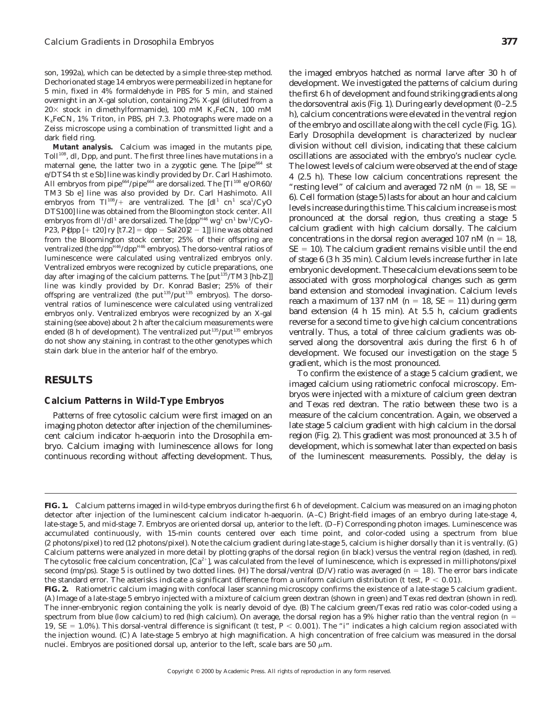son, 1992a), which can be detected by a simple three-step method. Dechorionated stage 14 embryos were permeabilized in heptane for 5 min, fixed in 4% formaldehyde in PBS for 5 min, and stained overnight in an X-gal solution, containing 2% X-gal (diluted from a 20× stock in dimethylformamide), 100 mM $K_3FeCN$, 100 mM $K_4FeCN$, 1% Triton, in PBS, pH 7.3. Photographs were made on a Zeiss microscope using a combination of transmitted light and a dark field ring.

**Mutant analysis.** Calcium was imaged in the mutants pipe, $Toll^{108}$, dl, Dpp, and punt. The first three lines have mutations in a maternal gene, the latter two in a zygotic gene. The [$pipe^{664}$ st e/DTS4 th st e Sb] line was kindly provided by Dr. Carl Hashimoto. All embryos from $pipe^{664}/pipe^{664}$ are dorsalized. The [$Tl^{108}$ e/OR60/TM3 Sb e] line was also provided by Dr. Carl Hashimoto. All embryos from $Tl^{108}/+$ are ventralized. The [$dl^1$ $cn^1$ $sca^1$/CyO DTS100] line was obtained from the Bloomington stock center. All embryos from $dl^1/dl^1$ are dorsalized. The [$dpp^{H46}$ $wg^1$ $cn^1$ $bw^1$/CyO-P23, P{dpp [+ t20] ry [t7.2] = dpp − Sal20}2 − 1]] line was obtained from the Bloomington stock center; 25% of their offspring are ventralized (the $dpp^{H46}/dpp^{H46}$ embryos). The dorso-ventral ratios of luminescence were calculated using ventralized embryos only. Ventralized embryos were recognized by cuticle preparations, one day after imaging of the calcium patterns. The [$put^{135}$/TM3 [hb-Z]] line was kindly provided by Dr. Konrad Basler; 25% of their offspring are ventralized (the $put^{135}/put^{135}$ embryos). The dorso-ventral ratios of luminescence were calculated using ventralized embryos only. Ventralized embryos were recognized by an X-gal staining (see above) about 2 h after the calcium measurements were ended (8 h of development). The ventralized $put^{135}/put^{135}$ embryos do not show any staining, in contrast to the other genotypes which stain dark blue in the anterior half of the embryo.

## RESULTS

### Calcium Patterns in Wild-Type Embryos

Patterns of free cytosolic calcium were first imaged on an imaging photon detector after injection of the chemiluminescent calcium indicator h-aequorin into the Drosophila embryo. Calcium imaging with luminescence allows for long continuous recording without affecting development. Thus, the imaged embryos hatched as normal larve after 30 h of development. We investigated the patterns of calcium during the first 6 h of development and found striking gradients along the dorsoventral axis (Fig. 1). During early development (0–2.5 h), calcium concentrations were elevated in the ventral region of the embryo and oscillate along with the cell cycle (Fig. 1G). Early Drosophila development is characterized by nuclear division without cell division, indicating that these calcium oscillations are associated with the embryo's nuclear cycle. The lowest levels of calcium were observed at the end of stage 4 (2.5 h). These low calcium concentrations represent the "resting level" of calcium and averaged 72 nM ($n = 18$, SE = 6). Cell formation (stage 5) lasts for about an hour and calcium levels increase during this time. This calcium increase is most pronounced at the dorsal region, thus creating a stage 5 calcium gradient with high calcium dorsally. The calcium concentrations in the dorsal region averaged 107 nM ($n = 18$, SE = 10). The calcium gradient remains visible until the end of stage 6 (3 h 35 min). Calcium levels increase further in late embryonic development. These calcium elevations seem to be associated with gross morphological changes such as germ band extension and stomodeal invagination. Calcium levels reach a maximum of 137 nM ($n = 18$, SE = 11) during germ band extension (4 h 15 min). At 5.5 h, calcium gradients reverse for a second time to give high calcium concentrations ventrally. Thus, a total of three calcium gradients was observed along the dorsoventral axis during the first 6 h of development. We focused our investigation on the stage 5 gradient, which is the most pronounced.

To confirm the existence of a stage 5 calcium gradient, we imaged calcium using ratiometric confocal microscopy. Embryos were injected with a mixture of calcium green dextran and Texas red dextran. The ratio between these two is a measure of the calcium concentration. Again, we observed a late stage 5 calcium gradient with high calcium in the dorsal region (Fig. 2). This gradient was most pronounced at 3.5 h of development, which is somewhat later than expected on basis of the luminescent measurements. Possibly, the delay is

**FIG. 1.** Calcium patterns imaged in wild-type embryos during the first 6 h of development. Calcium was measured on an imaging photon detector after injection of the luminescent calcium indicator h-aequorin. (A–C) Bright-field images of an embryo during late-stage 4, late-stage 5, and mid-stage 7. Embryos are oriented dorsal up, anterior to the left. (D–F) Corresponding photon images. Luminescence was accumulated continuously, with 15-min counts centered over each time point, and color-coded using a spectrum from blue (2 photons/pixel) to red (12 photons/pixel). Note the calcium gradient during late-stage 5, calcium is higher dorsally than it is ventrally. (G) Calcium patterns were analyzed in more detail by plotting graphs of the dorsal region (in black) versus the ventral region (dashed, in red). The cytosolic free calcium concentration, $[Ca^{2+}]$, was calculated from the level of luminescence, which is expressed in milliphotons/pixel second (mp/ps). Stage 5 is outlined by two dotted lines. (H) The dorsal/ventral (D/V) ratio was averaged ($n = 18$). The error bars indicate the standard error. The asterisks indicate a significant difference from a uniform calcium distribution (t test, $P < 0.01$).

**FIG. 2.** Ratiometric calcium imaging with confocal laser scanning microscopy confirms the existence of a late-stage 5 calcium gradient. (A) Image of a late-stage 5 embryo injected with a mixture of calcium green dextran (shown in green) and Texas red dextran (shown in red). The inner-embryonic region containing the yolk is nearly devoid of dye. (B) The calcium green/Texas red ratio was color-coded using a spectrum from blue (low calcium) to red (high calcium). On average, the dorsal region has a 9% higher ratio than the ventral region ($n = 19$, SE = 1.0%). This dorsal-ventral difference is significant (t test, $P < 0.001$). The "i" indicates a high calcium region associated with the injection wound. (C) A late-stage 5 embryo at high magnification. A high concentration of free calcium was measured in the dorsal nuclei. Embryos are positioned dorsal up, anterior to the left, scale bars are 50 μm.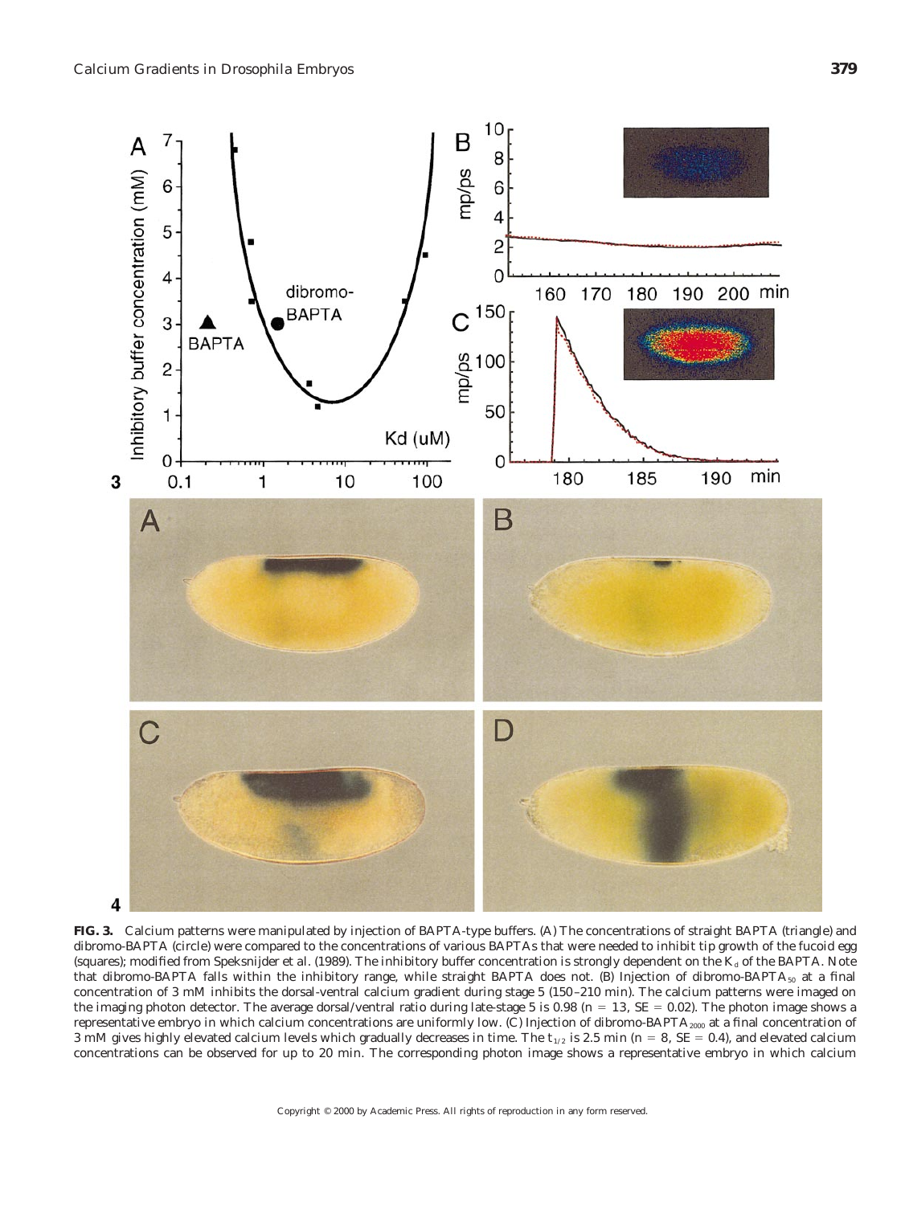**FIG. 3.** Calcium patterns were manipulated by injection of BAPTA-type buffers. (A) The concentrations of straight BAPTA (triangle) and dibromo-BAPTA (circle) were compared to the concentrations of various BAPTAs that were needed to inhibit tip growth of the fucoid egg (squares); modified from Speksnijder *et al.* (1989). The inhibitory buffer concentration is strongly dependent on the $K_d$ of the BAPTA. Note that dibromo-BAPTA falls within the inhibitory range, while straight BAPTA does not. (B) Injection of dibromo-$BAPTA_{50}$ at a final concentration of 3 mM inhibits the dorsal-ventral calcium gradient during stage 5 (150–210 min). The calcium patterns were imaged on the imaging photon detector. The average dorsal/ventral ratio during late-stage 5 is 0.98 ($n = 13$, SE $= 0.02$). The photon image shows a representative embryo in which calcium concentrations are uniformly low. (C) Injection of dibromo-$BAPTA_{2000}$ at a final concentration of 3 mM gives highly elevated calcium levels which gradually decreases in time. The $t_{1/2}$ is 2.5 min ($n = 8$, SE $= 0.4$), and elevated calcium concentrations can be observed for up to 20 min. The corresponding photon image shows a representative embryo in which calcium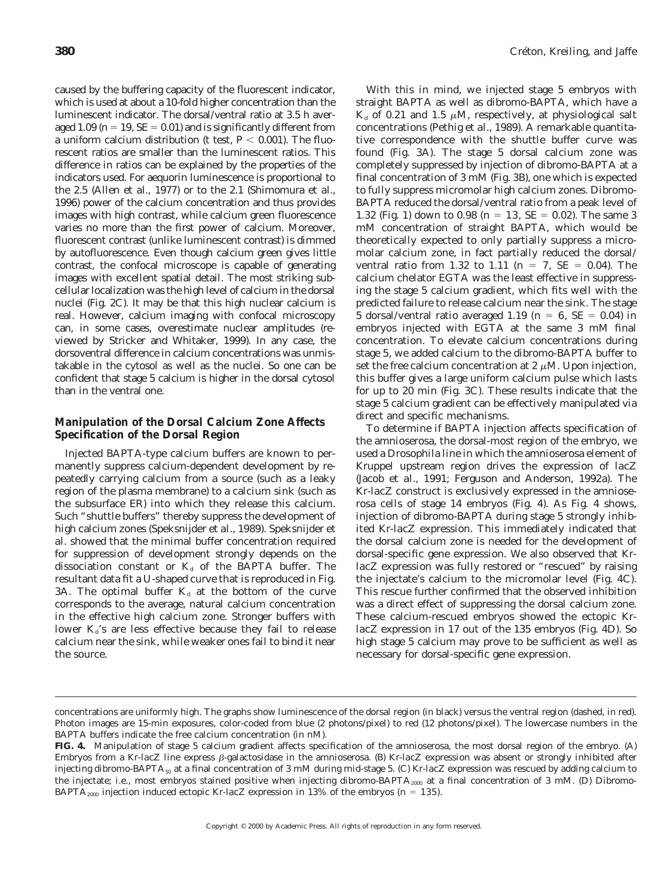caused by the buffering capacity of the fluorescent indicator, which is used at about a 10-fold higher concentration than the luminescent indicator. The dorsal/ventral ratio at 3.5 h averaged 1.09 ($n = 19$, $SE = 0.01$) and is significantly different from a uniform calcium distribution (t test, $P < 0.001$). The fluorescent ratios are smaller than the luminescent ratios. This difference in ratios can be explained by the properties of the indicators used. For aequorin luminescence is proportional to the 2.5 (Allen *et al.*, 1977) or to the 2.1 (Shimomura *et al.*, 1996) power of the calcium concentration and thus provides images with high contrast, while calcium green fluorescence varies no more than the first power of calcium. Moreover, fluorescent contrast (unlike luminescent contrast) is dimmed by autofluorescence. Even though calcium green gives little contrast, the confocal microscope is capable of generating images with excellent spatial detail. The most striking subcellular localization was the high level of calcium in the dorsal nuclei (Fig. 2C). It may be that this high nuclear calcium is real. However, calcium imaging with confocal microscopy can, in some cases, overestimate nuclear amplitudes (reviewed by Stricker and Whitaker, 1999). In any case, the dorsoventral difference in calcium concentrations was unmistakable in the cytosol as well as the nuclei. So one can be confident that stage 5 calcium is higher in the dorsal cytosol than in the ventral one.

### Manipulation of the Dorsal Calcium Zone Affects Specification of the Dorsal Region

Injected BAPTA-type calcium buffers are known to permanently suppress calcium-dependent development by repeatedly carrying calcium from a source (such as a leaky region of the plasma membrane) to a calcium sink (such as the subsurface ER) into which they release this calcium. Such "shuttle buffers" thereby suppress the development of high calcium zones (Speksnijder *et al.*, 1989). Speksnijder *et al.* showed that the minimal buffer concentration required for suppression of development strongly depends on the dissociation constant or $K_d$ of the BAPTA buffer. The resultant data fit a U-shaped curve that is reproduced in Fig. 3A. The optimal buffer $K_d$ at the bottom of the curve corresponds to the average, natural calcium concentration in the effective high calcium zone. Stronger buffers with lower $K_d$'s are less effective because they fail to release calcium near the sink, while weaker ones fail to bind it near the source.

With this in mind, we injected stage 5 embryos with straight BAPTA as well as dibromo-BAPTA, which have a $K_d$ of 0.21 and 1.5 $\mu$M, respectively, at physiological salt concentrations (Pethig *et al.*, 1989). A remarkable quantitative correspondence with the shuttle buffer curve was found (Fig. 3A). The stage 5 dorsal calcium zone was completely suppressed by injection of dibromo-BAPTA at a final concentration of 3 mM (Fig. 3B), one which is expected to fully suppress micromolar high calcium zones. Dibromo-BAPTA reduced the dorsal/ventral ratio from a peak level of 1.32 (Fig. 1) down to 0.98 ($n = 13$, $SE = 0.02$). The same 3 mM concentration of straight BAPTA, which would be theoretically expected to only partially suppress a micromolar calcium zone, in fact partially reduced the dorsal/ventral ratio from 1.32 to 1.11 ($n = 7$, $SE = 0.04$). The calcium chelator EGTA was the least effective in suppressing the stage 5 calcium gradient, which fits well with the predicted failure to release calcium near the sink. The stage 5 dorsal/ventral ratio averaged 1.19 ($n = 6$, $SE = 0.04$) in embryos injected with EGTA at the same 3 mM final concentration. To elevate calcium concentrations during stage 5, we added calcium to the dibromo-BAPTA buffer to set the free calcium concentration at 2 $\mu$M. Upon injection, this buffer gives a large uniform calcium pulse which lasts for up to 20 min (Fig. 3C). These results indicate that the stage 5 calcium gradient can be effectively manipulated via direct and specific mechanisms.

To determine if BAPTA injection affects specification of the amnioserosa, the dorsal-most region of the embryo, we used a *Drosophila* line in which the amnioserosa element of Kruppel upstream region drives the expression of lacZ (Jacob *et al.*, 1991; Ferguson and Anderson, 1992a). The Kr-lacZ construct is exclusively expressed in the amnioserosa cells of stage 14 embryos (Fig. 4). As Fig. 4 shows, injection of dibromo-BAPTA during stage 5 strongly inhibited Kr-lacZ expression. This immediately indicated that the dorsal calcium zone is needed for the development of dorsal-specific gene expression. We also observed that Kr-lacZ expression was fully restored or "rescued" by raising the injectate's calcium to the micromolar level (Fig. 4C). This rescue further confirmed that the observed inhibition was a direct effect of suppressing the dorsal calcium zone. These calcium-rescued embryos showed the ectopic Kr-lacZ expression in 17 out of the 135 embryos (Fig. 4D). So high stage 5 calcium may prove to be sufficient as well as necessary for dorsal-specific gene expression.

---

concentrations are uniformly high. The graphs show luminescence of the dorsal region (in black) versus the ventral region (dashed, in red). Photon images are 15-min exposures, color-coded from blue (2 photons/pixel) to red (12 photons/pixel). The lowercase numbers in the BAPTA buffers indicate the free calcium concentration (in nM).

**FIG. 4.** Manipulation of stage 5 calcium gradient affects specification of the amnioserosa, the most dorsal region of the embryo. (A) Embryos from a Kr-lacZ line express $\beta$-galactosidase in the amnioserosa. (B) Kr-lacZ expression was absent or strongly inhibited after injecting dibromo-BAPTA$_{50}$ at a final concentration of 3 mM during mid-stage 5. (C) Kr-lacZ expression was rescued by adding calcium to the injectate; i.e., most embryos stained positive when injecting dibromo-BAPTA$_{2000}$ at a final concentration of 3 mM. (D) Dibromo-BAPTA$_{2000}$ injection induced ectopic Kr-lacZ expression in 13% of the embryos ($n = 135$).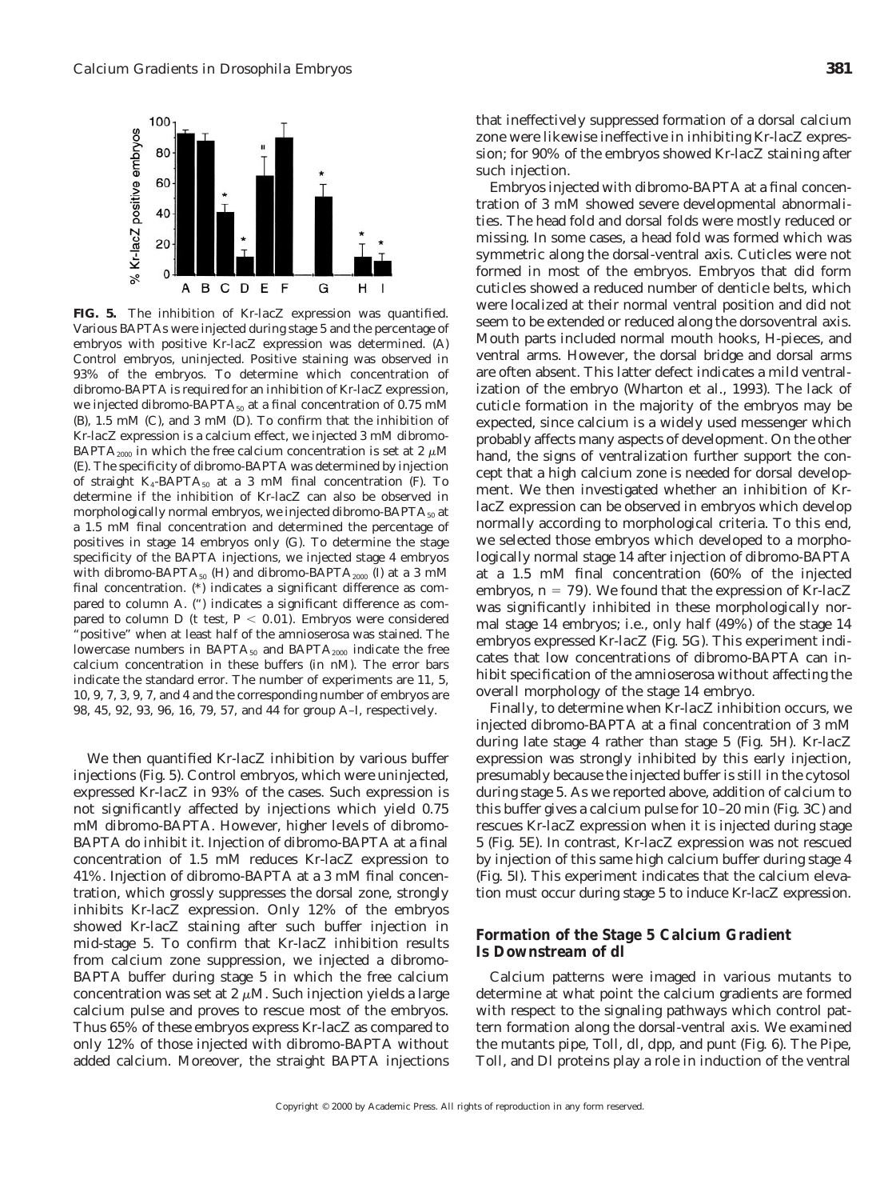**FIG. 5.** The inhibition of Kr-lacZ expression was quantified. Various BAPTAs were injected during stage 5 and the percentage of embryos with positive Kr-lacZ expression was determined. (A) Control embryos, uninjected. Positive staining was observed in 93% of the embryos. To determine which concentration of dibromo-BAPTA is required for an inhibition of Kr-lacZ expression, we injected dibromo-BAPTA$_{50}$ at a final concentration of 0.75 mM (B), 1.5 mM (C), and 3 mM (D). To confirm that the inhibition of Kr-lacZ expression is a calcium effect, we injected 3 mM dibromo-BAPTA$_{2000}$ in which the free calcium concentration is set at 2 $\mu$M (E). The specificity of dibromo-BAPTA was determined by injection of straight $K_4$-BAPTA$_{50}$ at a 3 mM final concentration (F). To determine if the inhibition of Kr-lacZ can also be observed in morphologically normal embryos, we injected dibromo-BAPTA$_{50}$ at a 1.5 mM final concentration and determined the percentage of positives in stage 14 embryos only (G). To determine the stage specificity of the BAPTA injections, we injected stage 4 embryos with dibromo-BAPTA$_{50}$ (H) and dibromo-BAPTA$_{2000}$ (I) at a 3 mM final concentration. (*) indicates a significant difference as compared to column A. (") indicates a significant difference as compared to column D (t test, $P < 0.01$). Embryos were considered "positive" when at least half of the amnioserosa was stained. The lowercase numbers in BAPTA$_{50}$ and BAPTA$_{2000}$ indicate the free calcium concentration in these buffers (in nM). The error bars indicate the standard error. The number of experiments are 11, 5, 10, 9, 7, 3, 9, 7, and 4 and the corresponding number of embryos are 98, 45, 92, 93, 96, 16, 79, 57, and 44 for group A–I, respectively.

We then quantified Kr-lacZ inhibition by various buffer injections (Fig. 5). Control embryos, which were uninjected, expressed Kr-lacZ in 93% of the cases. Such expression is not significantly affected by injections which yield 0.75 mM dibromo-BAPTA. However, higher levels of dibromo-BAPTA do inhibit it. Injection of dibromo-BAPTA at a final concentration of 1.5 mM reduces Kr-lacZ expression to 41%. Injection of dibromo-BAPTA at a 3 mM final concentration, which grossly suppresses the dorsal zone, strongly inhibits Kr-lacZ expression. Only 12% of the embryos showed Kr-lacZ staining after such buffer injection in mid-stage 5. To confirm that Kr-lacZ inhibition results from calcium zone suppression, we injected a dibromo-BAPTA buffer during stage 5 in which the free calcium concentration was set at 2 $\mu$M. Such injection yields a large calcium pulse and proves to rescue most of the embryos. Thus 65% of these embryos express Kr-lacZ as compared to only 12% of those injected with dibromo-BAPTA without added calcium. Moreover, the straight BAPTA injections that ineffectively suppressed formation of a dorsal calcium zone were likewise ineffective in inhibiting Kr-lacZ expression; for 90% of the embryos showed Kr-lacZ staining after such injection.

Embryos injected with dibromo-BAPTA at a final concentration of 3 mM showed severe developmental abnormalities. The head fold and dorsal folds were mostly reduced or missing. In some cases, a head fold was formed which was symmetric along the dorsal-ventral axis. Cuticles were not formed in most of the embryos. Embryos that did form cuticles showed a reduced number of denticle belts, which were localized at their normal ventral position and did not seem to be extended or reduced along the dorsoventral axis. Mouth parts included normal mouth hooks, H-pieces, and ventral arms. However, the dorsal bridge and dorsal arms are often absent. This latter defect indicates a mild ventralization of the embryo (Wharton *et al.*, 1993). The lack of cuticle formation in the majority of the embryos may be expected, since calcium is a widely used messenger which probably affects many aspects of development. On the other hand, the signs of ventralization further support the concept that a high calcium zone is needed for dorsal development. We then investigated whether an inhibition of Kr-lacZ expression can be observed in embryos which develop normally according to morphological criteria. To this end, we selected those embryos which developed to a morphologically normal stage 14 after injection of dibromo-BAPTA at a 1.5 mM final concentration (60% of the injected embryos, $n = 79$). We found that the expression of Kr-lacZ was significantly inhibited in these morphologically normal stage 14 embryos; i.e., only half (49%) of the stage 14 embryos expressed Kr-lacZ (Fig. 5G). This experiment indicates that low concentrations of dibromo-BAPTA can inhibit specification of the amnioserosa without affecting the overall morphology of the stage 14 embryo.

Finally, to determine when Kr-lacZ inhibition occurs, we injected dibromo-BAPTA at a final concentration of 3 mM during late stage 4 rather than stage 5 (Fig. 5H). Kr-lacZ expression was strongly inhibited by this early injection, presumably because the injected buffer is still in the cytosol during stage 5. As we reported above, addition of calcium to this buffer gives a calcium pulse for 10–20 min (Fig. 3C) and rescues Kr-lacZ expression when it is injected during stage 5 (Fig. 5E). In contrast, Kr-lacZ expression was not rescued by injection of this same high calcium buffer during stage 4 (Fig. 5I). This experiment indicates that the calcium elevation must occur during stage 5 to induce Kr-lacZ expression.

## Formation of the Stage 5 Calcium Gradient Is Downstream of dl

Calcium patterns were imaged in various mutants to determine at what point the calcium gradients are formed with respect to the signaling pathways which control pattern formation along the dorsal-ventral axis. We examined the mutants pipe, Toll, dl, dpp, and punt (Fig. 6). The Pipe, Toll, and Dl proteins play a role in induction of the ventral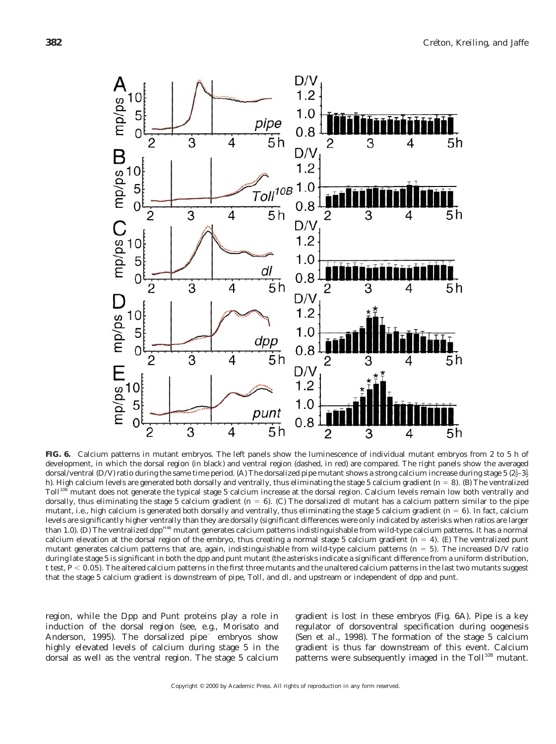**FIG. 6.** Calcium patterns in mutant embryos. The left panels show the luminescence of individual mutant embryos from 2 to 5 h of development, in which the dorsal region (in black) and ventral region (dashed, in red) are compared. The right panels show the averaged dorsal/ventral (D/V) ratio during the same time period. (A) The dorsalized pipe mutant shows a strong calcium increase during stage 5 ($2\frac{1}{2}$–$3\frac{1}{2}$ h). High calcium levels are generated both dorsally and ventrally, thus eliminating the stage 5 calcium gradient ($n = 8$). (B) The ventralized Toll[10B] mutant does not generate the typical stage 5 calcium increase at the dorsal region. Calcium levels remain low both ventrally and dorsally, thus eliminating the stage 5 calcium gradient ($n = 6$). (C) The dorsalized dl mutant has a calcium pattern similar to the pipe mutant, i.e., high calcium is generated both dorsally and ventrally, thus eliminating the stage 5 calcium gradient ($n = 6$). In fact, calcium levels are significantly higher ventrally than they are dorsally (significant differences were only indicated by asterisks when ratios are larger than 1.0). (D) The ventralized dpp[H46] mutant generates calcium patterns indistinguishable from wild-type calcium patterns. It has a normal calcium elevation at the dorsal region of the embryo, thus creating a normal stage 5 calcium gradient ($n = 4$). (E) The ventralized punt mutant generates calcium patterns that are, again, indistinguishable from wild-type calcium patterns ($n = 5$). The increased D/V ratio during late stage 5 is significant in both the dpp and punt mutant (the asterisks indicate a significant difference from a uniform distribution, t test, $P < 0.05$). The altered calcium patterns in the first three mutants and the unaltered calcium patterns in the last two mutants suggest that the stage 5 calcium gradient is downstream of pipe, Toll, and dl, and upstream or independent of dpp and punt.

region, while the Dpp and Punt proteins play a role in induction of the dorsal region (see, e.g., Morisato and Anderson, 1995). The dorsalized pipe$^{-}$ embryos show highly elevated levels of calcium during stage 5 in the dorsal as well as the ventral region. The stage 5 calcium gradient is lost in these embryos (Fig. 6A). Pipe is a key regulator of dorsoventral specification during oogenesis (Sen *et al.*, 1998). The formation of the stage 5 calcium gradient is thus far downstream of this event. Calcium patterns were subsequently imaged in the Toll[10B] mutant.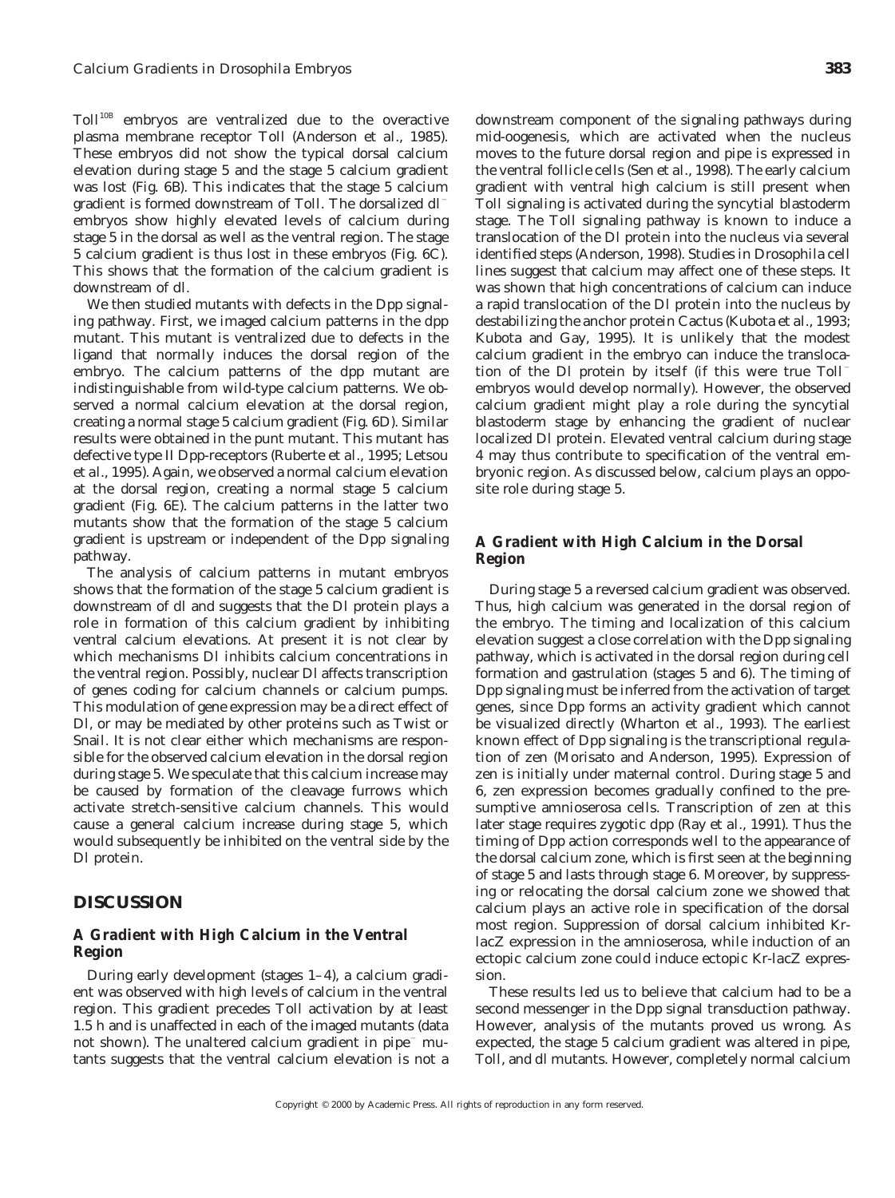Toll$^{10B}$ embryos are ventralized due to the overactive plasma membrane receptor Toll (Anderson et al., 1985). These embryos did not show the typical dorsal calcium elevation during stage 5 and the stage 5 calcium gradient was lost (Fig. 6B). This indicates that the stage 5 calcium gradient is formed downstream of Toll. The dorsalized dl$^-$ embryos show highly elevated levels of calcium during stage 5 in the dorsal as well as the ventral region. The stage 5 calcium gradient is thus lost in these embryos (Fig. 6C). This shows that the formation of the calcium gradient is downstream of dl.

We then studied mutants with defects in the Dpp signaling pathway. First, we imaged calcium patterns in the dpp mutant. This mutant is ventralized due to defects in the ligand that normally induces the dorsal region of the embryo. The calcium patterns of the dpp mutant are indistinguishable from wild-type calcium patterns. We observed a normal calcium elevation at the dorsal region, creating a normal stage 5 calcium gradient (Fig. 6D). Similar results were obtained in the punt mutant. This mutant has defective type II Dpp-receptors (Ruberte et al., 1995; Letsou et al., 1995). Again, we observed a normal calcium elevation at the dorsal region, creating a normal stage 5 calcium gradient (Fig. 6E). The calcium patterns in the latter two mutants show that the formation of the stage 5 calcium gradient is upstream or independent of the Dpp signaling pathway.

The analysis of calcium patterns in mutant embryos shows that the formation of the stage 5 calcium gradient is downstream of dl and suggests that the Dl protein plays a role in formation of this calcium gradient by inhibiting ventral calcium elevations. At present it is not clear by which mechanisms Dl inhibits calcium concentrations in the ventral region. Possibly, nuclear Dl affects transcription of genes coding for calcium channels or calcium pumps. This modulation of gene expression may be a direct effect of Dl, or may be mediated by other proteins such as Twist or Snail. It is not clear either which mechanisms are responsible for the observed calcium elevation in the dorsal region during stage 5. We speculate that this calcium increase may be caused by formation of the cleavage furrows which activate stretch-sensitive calcium channels. This would cause a general calcium increase during stage 5, which would subsequently be inhibited on the ventral side by the Dl protein.

## DISCUSSION

### A Gradient with High Calcium in the Ventral Region

During early development (stages 1–4), a calcium gradient was observed with high levels of calcium in the ventral region. This gradient precedes Toll activation by at least 1.5 h and is unaffected in each of the imaged mutants (data not shown). The unaltered calcium gradient in pipe$^-$ mutants suggests that the ventral calcium elevation is not a downstream component of the signaling pathways during mid-oogenesis, which are activated when the nucleus moves to the future dorsal region and pipe is expressed in the ventral follicle cells (Sen et al., 1998). The early calcium gradient with ventral high calcium is still present when Toll signaling is activated during the syncytial blastoderm stage. The Toll signaling pathway is known to induce a translocation of the Dl protein into the nucleus via several identified steps (Anderson, 1998). Studies in Drosophila cell lines suggest that calcium may affect one of these steps. It was shown that high concentrations of calcium can induce a rapid translocation of the Dl protein into the nucleus by destabilizing the anchor protein Cactus (Kubota et al., 1993; Kubota and Gay, 1995). It is unlikely that the modest calcium gradient in the embryo can induce the translocation of the Dl protein by itself (if this were true Toll$^-$ embryos would develop normally). However, the observed calcium gradient might play a role during the syncytial blastoderm stage by enhancing the gradient of nuclear localized Dl protein. Elevated ventral calcium during stage 4 may thus contribute to specification of the ventral embryonic region. As discussed below, calcium plays an opposite role during stage 5.

### A Gradient with High Calcium in the Dorsal Region

During stage 5 a reversed calcium gradient was observed. Thus, high calcium was generated in the dorsal region of the embryo. The timing and localization of this calcium elevation suggest a close correlation with the Dpp signaling pathway, which is activated in the dorsal region during cell formation and gastrulation (stages 5 and 6). The timing of Dpp signaling must be inferred from the activation of target genes, since Dpp forms an activity gradient which cannot be visualized directly (Wharton et al., 1993). The earliest known effect of Dpp signaling is the transcriptional regulation of zen (Morisato and Anderson, 1995). Expression of zen is initially under maternal control. During stage 5 and 6, zen expression becomes gradually confined to the presumptive amnioserosa cells. Transcription of zen at this later stage requires zygotic dpp (Ray et al., 1991). Thus the timing of Dpp action corresponds well to the appearance of the dorsal calcium zone, which is first seen at the beginning of stage 5 and lasts through stage 6. Moreover, by suppressing or relocating the dorsal calcium zone we showed that calcium plays an active role in specification of the dorsal most region. Suppression of dorsal calcium inhibited Kr-lacZ expression in the amnioserosa, while induction of an ectopic calcium zone could induce ectopic Kr-lacZ expression.

These results led us to believe that calcium had to be a second messenger in the Dpp signal transduction pathway. However, analysis of the mutants proved us wrong. As expected, the stage 5 calcium gradient was altered in pipe, Toll, and dl mutants. However, completely normal calcium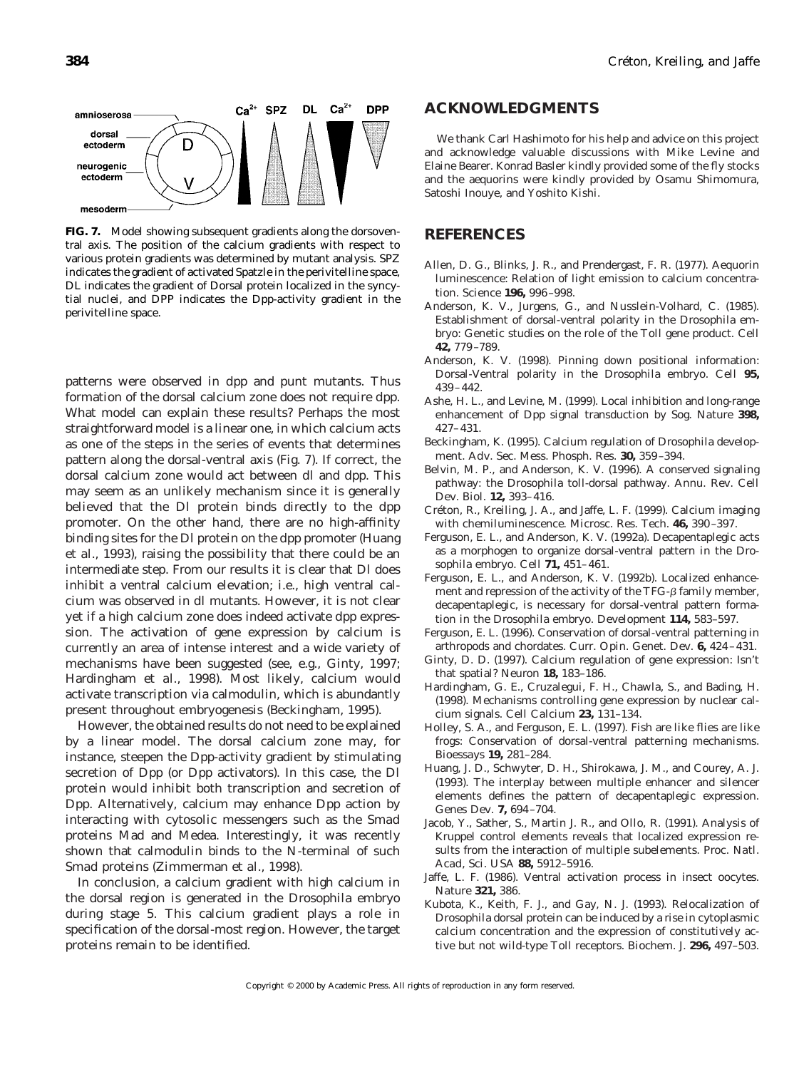amnioserosa

dorsal ectoderm

neurogenic ectoderm

mesoderm

D

V

$Ca^{2+}$ SPZ DL $Ca^{2+}$ DPP

**FIG. 7.** Model showing subsequent gradients along the dorsoventral axis. The position of the calcium gradients with respect to various protein gradients was determined by mutant analysis. SPZ indicates the gradient of activated Spatzle in the perivitelline space, DL indicates the gradient of Dorsal protein localized in the syncytial nuclei, and DPP indicates the Dpp-activity gradient in the perivitelline space.

patterns were observed in dpp and punt mutants. Thus formation of the dorsal calcium zone does not require dpp. What model can explain these results? Perhaps the most straightforward model is a linear one, in which calcium acts as one of the steps in the series of events that determines pattern along the dorsal-ventral axis (Fig. 7). If correct, the dorsal calcium zone would act between dl and dpp. This may seem as an unlikely mechanism since it is generally believed that the Dl protein binds directly to the dpp promoter. On the other hand, there are no high-affinity binding sites for the Dl protein on the dpp promoter (Huang et al., 1993), raising the possibility that there could be an intermediate step. From our results it is clear that Dl does inhibit a ventral calcium elevation; i.e., high ventral calcium was observed in dl mutants. However, it is not clear yet if a high calcium zone does indeed activate dpp expression. The activation of gene expression by calcium is currently an area of intense interest and a wide variety of mechanisms have been suggested (see, e.g., Ginty, 1997; Hardingham et al., 1998). Most likely, calcium would activate transcription via calmodulin, which is abundantly present throughout embryogenesis (Beckingham, 1995).

However, the obtained results do not need to be explained by a linear model. The dorsal calcium zone may, for instance, steepen the Dpp-activity gradient by stimulating secretion of Dpp (or Dpp activators). In this case, the Dl protein would inhibit both transcription and secretion of Dpp. Alternatively, calcium may enhance Dpp action by interacting with cytosolic messengers such as the Smad proteins Mad and Medea. Interestingly, it was recently shown that calmodulin binds to the N-terminal of such Smad proteins (Zimmerman et al., 1998).

In conclusion, a calcium gradient with high calcium in the dorsal region is generated in the Drosophila embryo during stage 5. This calcium gradient plays a role in specification of the dorsal-most region. However, the target proteins remain to be identified.

## ACKNOWLEDGMENTS

We thank Carl Hashimoto for his help and advice on this project and acknowledge valuable discussions with Mike Levine and Elaine Bearer. Konrad Basler kindly provided some of the fly stocks and the aequorins were kindly provided by Osamu Shimomura, Satoshi Inouye, and Yoshito Kishi.

## REFERENCES

Allen, D. G., Blinks, J. R., and Prendergast, F. R. (1977). Aequorin luminescence: Relation of light emission to calcium concentration. Science **196,** 996–998.

Anderson, K. V., Jurgens, G., and Nusslein-Volhard, C. (1985). Establishment of dorsal-ventral polarity in the Drosophila embryo: Genetic studies on the role of the Toll gene product. Cell **42,** 779–789.

Anderson, K. V. (1998). Pinning down positional information: Dorsal-Ventral polarity in the Drosophila embryo. Cell **95,** 439–442.

Ashe, H. L., and Levine, M. (1999). Local inhibition and long-range enhancement of Dpp signal transduction by Sog. Nature **398,** 427–431.

Beckingham, K. (1995). Calcium regulation of Drosophila development. Adv. Sec. Mess. Phosph. Res. **30,** 359–394.

Belvin, M. P., and Anderson, K. V. (1996). A conserved signaling pathway: the Drosophila toll-dorsal pathway. Annu. Rev. Cell Dev. Biol. **12,** 393–416.

Créton, R., Kreiling, J. A., and Jaffe, L. F. (1999). Calcium imaging with chemiluminescence. Microsc. Res. Tech. **46,** 390–397.

Ferguson, E. L., and Anderson, K. V. (1992a). Decapentaplegic acts as a morphogen to organize dorsal-ventral pattern in the Drosophila embryo. Cell **71,** 451–461.

Ferguson, E. L., and Anderson, K. V. (1992b). Localized enhancement and repression of the activity of the TFG-$\beta$ family member, decapentaplegic, is necessary for dorsal-ventral pattern formation in the Drosophila embryo. Development **114,** 583–597.

Ferguson, E. L. (1996). Conservation of dorsal-ventral patterning in arthropods and chordates. Curr. Opin. Genet. Dev. **6,** 424–431.

Ginty, D. D. (1997). Calcium regulation of gene expression: Isn't that spatial? Neuron **18,** 183–186.

Hardingham, G. E., Cruzalegui, F. H., Chawla, S., and Bading, H. (1998). Mechanisms controlling gene expression by nuclear calcium signals. Cell Calcium **23,** 131–134.

Holley, S. A., and Ferguson, E. L. (1997). Fish are like flies are like frogs: Conservation of dorsal-ventral patterning mechanisms. Bioessays **19,** 281–284.

Huang, J. D., Schwyter, D. H., Shirokawa, J. M., and Courey, A. J. (1993). The interplay between multiple enhancer and silencer elements defines the pattern of decapentaplegic expression. Genes Dev. **7,** 694–704.

Jacob, Y., Sather, S., Martin J. R., and Ollo, R. (1991). Analysis of Kruppel control elements reveals that localized expression results from the interaction of multiple subelements. Proc. Natl. Acad, Sci. USA **88,** 5912–5916.

Jaffe, L. F. (1986). Ventral activation process in insect oocytes. Nature **321,** 386.

Kubota, K., Keith, F. J., and Gay, N. J. (1993). Relocalization of Drosophila dorsal protein can be induced by a rise in cytoplasmic calcium concentration and the expression of constitutively active but not wild-type Toll receptors. Biochem. J. **296,** 497–503.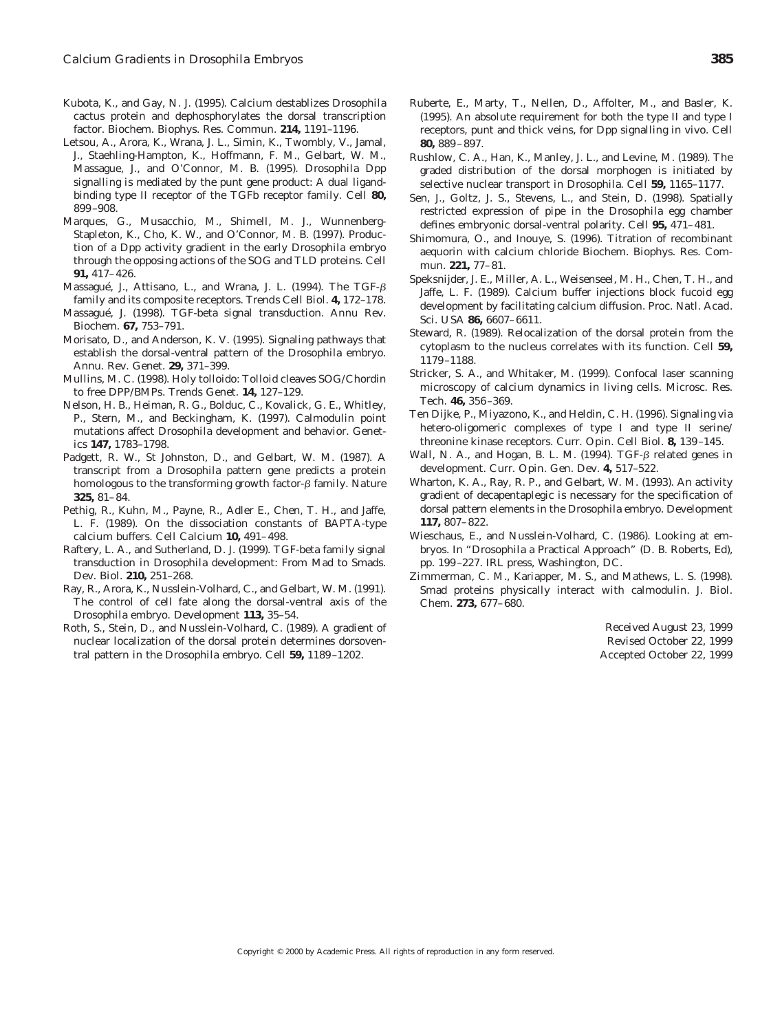Kubota, K., and Gay, N. J. (1995). Calcium destablizes Drosophila cactus protein and dephosphorylates the dorsal transcription factor. Biochem. Biophys. Res. Commun. **214,** 1191–1196.

Letsou, A., Arora, K., Wrana, J. L., Simin, K., Twombly, V., Jamal, J., Staehling-Hampton, K., Hoffmann, F. M., Gelbart, W. M., Massague, J., and O'Connor, M. B. (1995). Drosophila Dpp signalling is mediated by the punt gene product: A dual ligand-binding type II receptor of the TGFb receptor family. Cell **80,** 899–908.

Marques, G., Musacchio, M., Shimell, M. J., Wunnenberg-Stapleton, K., Cho, K. W., and O'Connor, M. B. (1997). Production of a Dpp activity gradient in the early Drosophila embryo through the opposing actions of the SOG and TLD proteins. Cell **91,** 417–426.

Massagué, J., Attisano, L., and Wrana, J. L. (1994). The TGF-$\beta$ family and its composite receptors. Trends Cell Biol. **4,** 172–178.

Massagué, J. (1998). TGF-beta signal transduction. Annu Rev. Biochem. **67,** 753–791.

Morisato, D., and Anderson, K. V. (1995). Signaling pathways that establish the dorsal-ventral pattern of the Drosophila embryo. Annu. Rev. Genet. **29,** 371–399.

Mullins, M. C. (1998). Holy tolloido: Tolloid cleaves SOG/Chordin to free DPP/BMPs. Trends Genet. **14,** 127–129.

Nelson, H. B., Heiman, R. G., Bolduc, C., Kovalick, G. E., Whitley, P., Stern, M., and Beckingham, K. (1997). Calmodulin point mutations affect Drosophila development and behavior. Genetics **147,** 1783–1798.

Padgett, R. W., St Johnston, D., and Gelbart, W. M. (1987). A transcript from a Drosophila pattern gene predicts a protein homologous to the transforming growth factor-$\beta$ family. Nature **325,** 81–84.

Pethig, R., Kuhn, M., Payne, R., Adler E., Chen, T. H., and Jaffe, L. F. (1989). On the dissociation constants of BAPTA-type calcium buffers. Cell Calcium **10,** 491–498.

Raftery, L. A., and Sutherland, D. J. (1999). TGF-beta family signal transduction in Drosophila development: From Mad to Smads. Dev. Biol. **210,** 251–268.

Ray, R., Arora, K., Nusslein-Volhard, C., and Gelbart, W. M. (1991). The control of cell fate along the dorsal-ventral axis of the Drosophila embryo. Development **113,** 35–54.

Roth, S., Stein, D., and Nusslein-Volhard, C. (1989). A gradient of nuclear localization of the dorsal protein determines dorsoventral pattern in the Drosophila embryo. Cell **59,** 1189–1202.

Ruberte, E., Marty, T., Nellen, D., Affolter, M., and Basler, K. (1995). An absolute requirement for both the type II and type I receptors, punt and thick veins, for Dpp signalling in vivo. Cell **80,** 889–897.

Rushlow, C. A., Han, K., Manley, J. L., and Levine, M. (1989). The graded distribution of the dorsal morphogen is initiated by selective nuclear transport in Drosophila. Cell **59,** 1165–1177.

Sen, J., Goltz, J. S., Stevens, L., and Stein, D. (1998). Spatially restricted expression of pipe in the Drosophila egg chamber defines embryonic dorsal-ventral polarity. Cell **95,** 471–481.

Shimomura, O., and Inouye, S. (1996). Titration of recombinant aequorin with calcium chloride Biochem. Biophys. Res. Commun. **221,** 77–81.

Speksnijder, J. E., Miller, A. L., Weisenseel, M. H., Chen, T. H., and Jaffe, L. F. (1989). Calcium buffer injections block fucoid egg development by facilitating calcium diffusion. Proc. Natl. Acad. Sci. USA **86,** 6607–6611.

Steward, R. (1989). Relocalization of the dorsal protein from the cytoplasm to the nucleus correlates with its function. Cell **59,** 1179–1188.

Stricker, S. A., and Whitaker, M. (1999). Confocal laser scanning microscopy of calcium dynamics in living cells. Microsc. Res. Tech. **46,** 356–369.

Ten Dijke, P., Miyazono, K., and Heldin, C. H. (1996). Signaling via hetero-oligomeric complexes of type I and type II serine/threonine kinase receptors. Curr. Opin. Cell Biol. **8,** 139–145.

Wall, N. A., and Hogan, B. L. M. (1994). TGF-$\beta$ related genes in development. Curr. Opin. Gen. Dev. **4,** 517–522.

Wharton, K. A., Ray, R. P., and Gelbart, W. M. (1993). An activity gradient of decapentaplegic is necessary for the specification of dorsal pattern elements in the Drosophila embryo. Development **117,** 807–822.

Wieschaus, E., and Nusslein-Volhard, C. (1986). Looking at embryos. In "Drosophila a Practical Approach" (D. B. Roberts, Ed), pp. 199–227. IRL press, Washington, DC.

Zimmerman, C. M., Kariapper, M. S., and Mathews, L. S. (1998). Smad proteins physically interact with calmodulin. J. Biol. Chem. **273,** 677–680.

Received August 23, 1999
Revised October 22, 1999
Accepted October 22, 1999